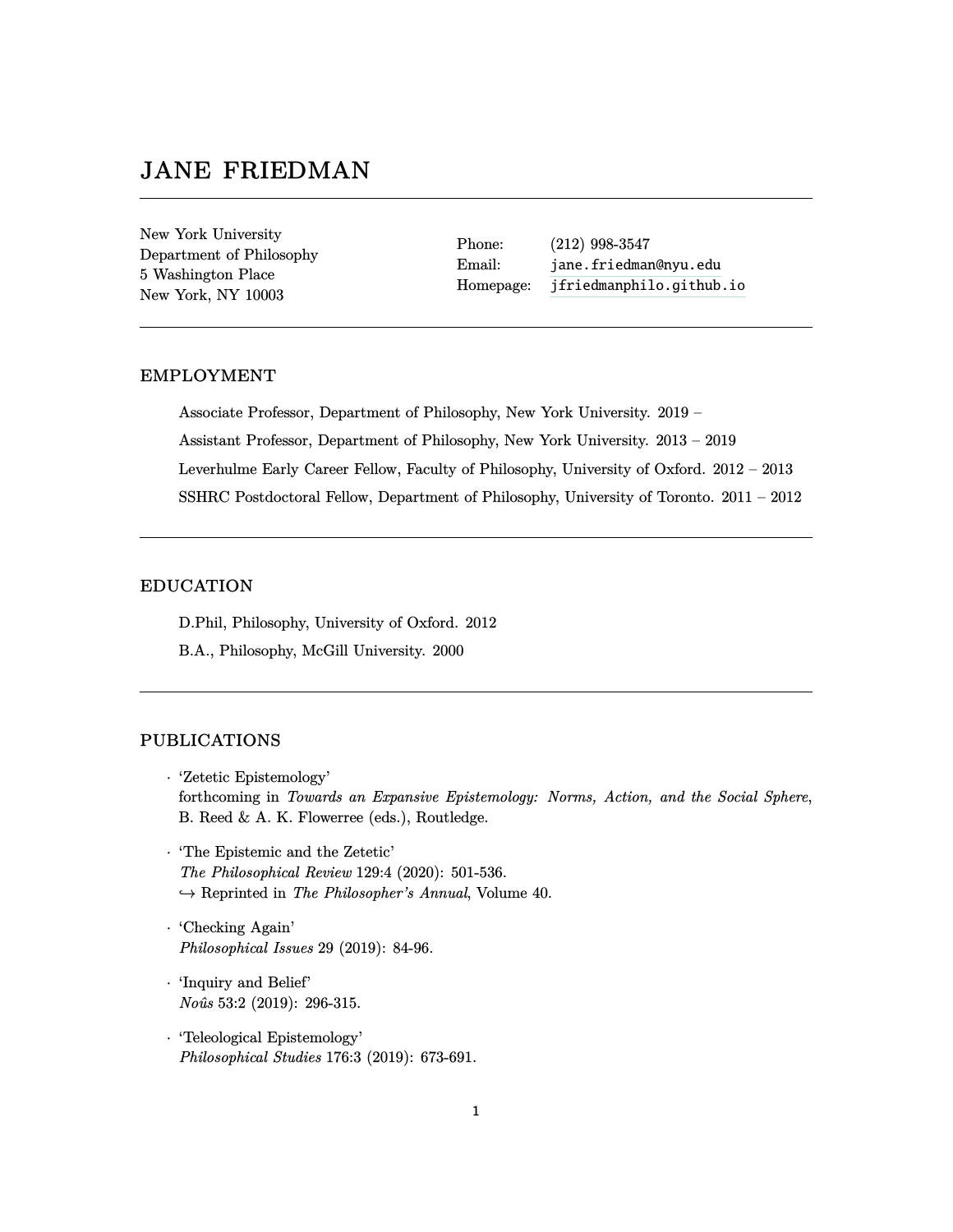# JANE FRIEDMAN

New York University
Department of Philosophy
5 Washington Place
New York, NY 10003

Phone: (212) 998-3547
Email: jane.friedman@nyu.edu
Homepage: jfriedmanphilo.github.io

## EMPLOYMENT

Associate Professor, Department of Philosophy, New York University. 2019 –

Assistant Professor, Department of Philosophy, New York University. 2013 – 2019

Leverhulme Early Career Fellow, Faculty of Philosophy, University of Oxford. 2012 – 2013

SSHRC Postdoctoral Fellow, Department of Philosophy, University of Toronto. 2011 – 2012

## EDUCATION

D.Phil, Philosophy, University of Oxford. 2012

B.A., Philosophy, McGill University. 2000

## PUBLICATIONS

- 'Zetetic Epistemology'
  forthcoming in *Towards an Expansive Epistemology: Norms, Action, and the Social Sphere*, B. Reed & A. K. Flowerree (eds.), Routledge.

- 'The Epistemic and the Zetetic'
  *The Philosophical Review* 129:4 (2020): 501-536.
  ↪ Reprinted in *The Philosopher's Annual*, Volume 40.

- 'Checking Again'
  *Philosophical Issues* 29 (2019): 84-96.

- 'Inquiry and Belief'
  *Noûs* 53:2 (2019): 296-315.

- 'Teleological Epistemology'
  *Philosophical Studies* 176:3 (2019): 673-691.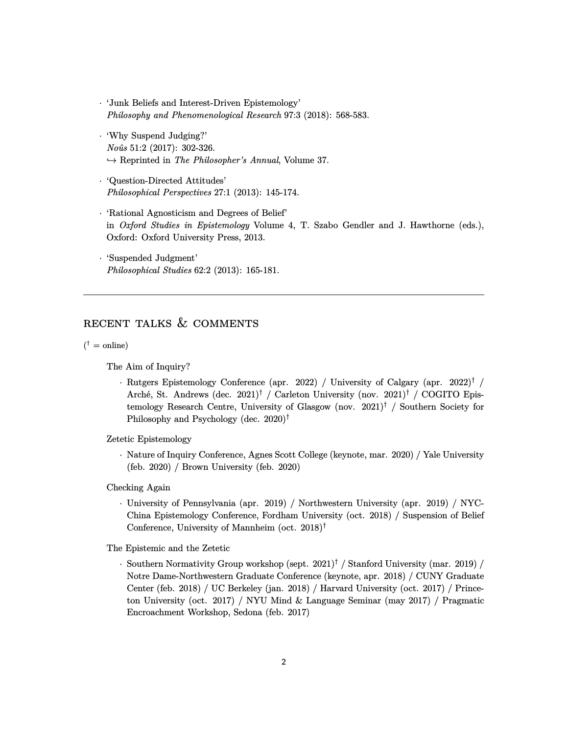- 'Junk Beliefs and Interest-Driven Epistemology'
  *Philosophy and Phenomenological Research* 97:3 (2018): 568-583.

- 'Why Suspend Judging?'
  *Noûs* 51:2 (2017): 302-326.
  ↪ Reprinted in *The Philosopher's Annual*, Volume 37.

- 'Question-Directed Attitudes'
  *Philosophical Perspectives* 27:1 (2013): 145-174.

- 'Rational Agnosticism and Degrees of Belief'
  in *Oxford Studies in Epistemology* Volume 4, T. Szabo Gendler and J. Hawthorne (eds.), Oxford: Oxford University Press, 2013.

- 'Suspended Judgment'
  *Philosophical Studies* 62:2 (2013): 165-181.

---

## RECENT TALKS & COMMENTS

(† = online)

The Aim of Inquiry?

- Rutgers Epistemology Conference (apr. 2022) / University of Calgary (apr. 2022)† / Arché, St. Andrews (dec. 2021)† / Carleton University (nov. 2021)† / COGITO Epistemology Research Centre, University of Glasgow (nov. 2021)† / Southern Society for Philosophy and Psychology (dec. 2020)†

Zetetic Epistemology

- Nature of Inquiry Conference, Agnes Scott College (keynote, mar. 2020) / Yale University (feb. 2020) / Brown University (feb. 2020)

Checking Again

- University of Pennsylvania (apr. 2019) / Northwestern University (apr. 2019) / NYC-China Epistemology Conference, Fordham University (oct. 2018) / Suspension of Belief Conference, University of Mannheim (oct. 2018)†

The Epistemic and the Zetetic

- Southern Normativity Group workshop (sept. 2021)† / Stanford University (mar. 2019) / Notre Dame-Northwestern Graduate Conference (keynote, apr. 2018) / CUNY Graduate Center (feb. 2018) / UC Berkeley (jan. 2018) / Harvard University (oct. 2017) / Princeton University (oct. 2017) / NYU Mind & Language Seminar (may 2017) / Pragmatic Encroachment Workshop, Sedona (feb. 2017)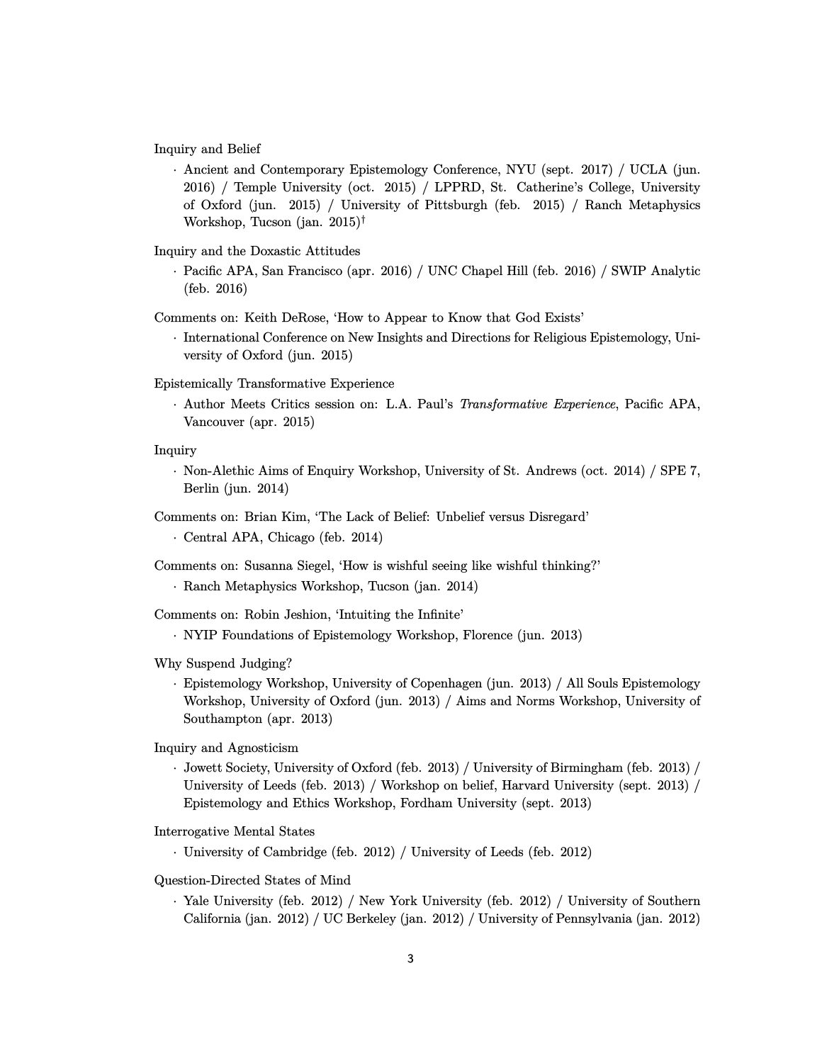Inquiry and Belief

- Ancient and Contemporary Epistemology Conference, NYU (sept. 2017) / UCLA (jun. 2016) / Temple University (oct. 2015) / LPPRD, St. Catherine's College, University of Oxford (jun. 2015) / University of Pittsburgh (feb. 2015) / Ranch Metaphysics Workshop, Tucson (jan. 2015)[†]

Inquiry and the Doxastic Attitudes

- Pacific APA, San Francisco (apr. 2016) / UNC Chapel Hill (feb. 2016) / SWIP Analytic (feb. 2016)

Comments on: Keith DeRose, 'How to Appear to Know that God Exists'

- International Conference on New Insights and Directions for Religious Epistemology, University of Oxford (jun. 2015)

Epistemically Transformative Experience

- Author Meets Critics session on: L.A. Paul's *Transformative Experience*, Pacific APA, Vancouver (apr. 2015)

Inquiry

- Non-Alethic Aims of Enquiry Workshop, University of St. Andrews (oct. 2014) / SPE 7, Berlin (jun. 2014)

Comments on: Brian Kim, 'The Lack of Belief: Unbelief versus Disregard'

- Central APA, Chicago (feb. 2014)

Comments on: Susanna Siegel, 'How is wishful seeing like wishful thinking?'

- Ranch Metaphysics Workshop, Tucson (jan. 2014)

Comments on: Robin Jeshion, 'Intuiting the Infinite'

- NYIP Foundations of Epistemology Workshop, Florence (jun. 2013)

Why Suspend Judging?

- Epistemology Workshop, University of Copenhagen (jun. 2013) / All Souls Epistemology Workshop, University of Oxford (jun. 2013) / Aims and Norms Workshop, University of Southampton (apr. 2013)

Inquiry and Agnosticism

- Jowett Society, University of Oxford (feb. 2013) / University of Birmingham (feb. 2013) / University of Leeds (feb. 2013) / Workshop on belief, Harvard University (sept. 2013) / Epistemology and Ethics Workshop, Fordham University (sept. 2013)

Interrogative Mental States

- University of Cambridge (feb. 2012) / University of Leeds (feb. 2012)

Question-Directed States of Mind

- Yale University (feb. 2012) / New York University (feb. 2012) / University of Southern California (jan. 2012) / UC Berkeley (jan. 2012) / University of Pennsylvania (jan. 2012)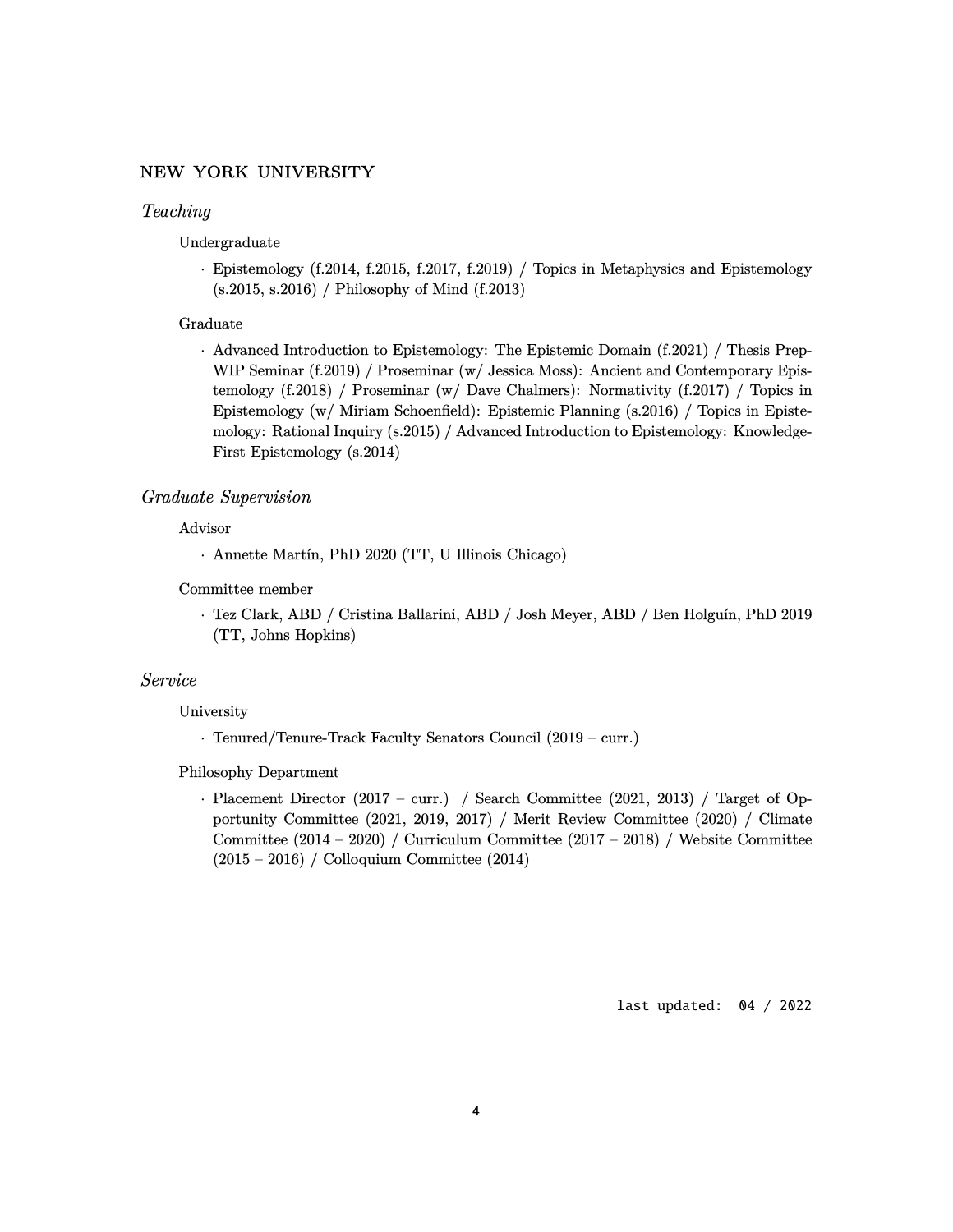## NEW YORK UNIVERSITY

### *Teaching*

Undergraduate

- Epistemology (f.2014, f.2015, f.2017, f.2019) / Topics in Metaphysics and Epistemology (s.2015, s.2016) / Philosophy of Mind (f.2013)

Graduate

- Advanced Introduction to Epistemology: The Epistemic Domain (f.2021) / Thesis Prep-WIP Seminar (f.2019) / Proseminar (w/ Jessica Moss): Ancient and Contemporary Epistemology (f.2018) / Proseminar (w/ Dave Chalmers): Normativity (f.2017) / Topics in Epistemology (w/ Miriam Schoenfield): Epistemic Planning (s.2016) / Topics in Epistemology: Rational Inquiry (s.2015) / Advanced Introduction to Epistemology: Knowledge-First Epistemology (s.2014)

### *Graduate Supervision*

Advisor

- Annette Martín, PhD 2020 (TT, U Illinois Chicago)

Committee member

- Tez Clark, ABD / Cristina Ballarini, ABD / Josh Meyer, ABD / Ben Holguín, PhD 2019 (TT, Johns Hopkins)

### *Service*

University

- Tenured/Tenure-Track Faculty Senators Council (2019 – curr.)

Philosophy Department

- Placement Director (2017 – curr.) / Search Committee (2021, 2013) / Target of Opportunity Committee (2021, 2019, 2017) / Merit Review Committee (2020) / Climate Committee (2014 – 2020) / Curriculum Committee (2017 – 2018) / Website Committee (2015 – 2016) / Colloquium Committee (2014)

last updated: 04 / 2022